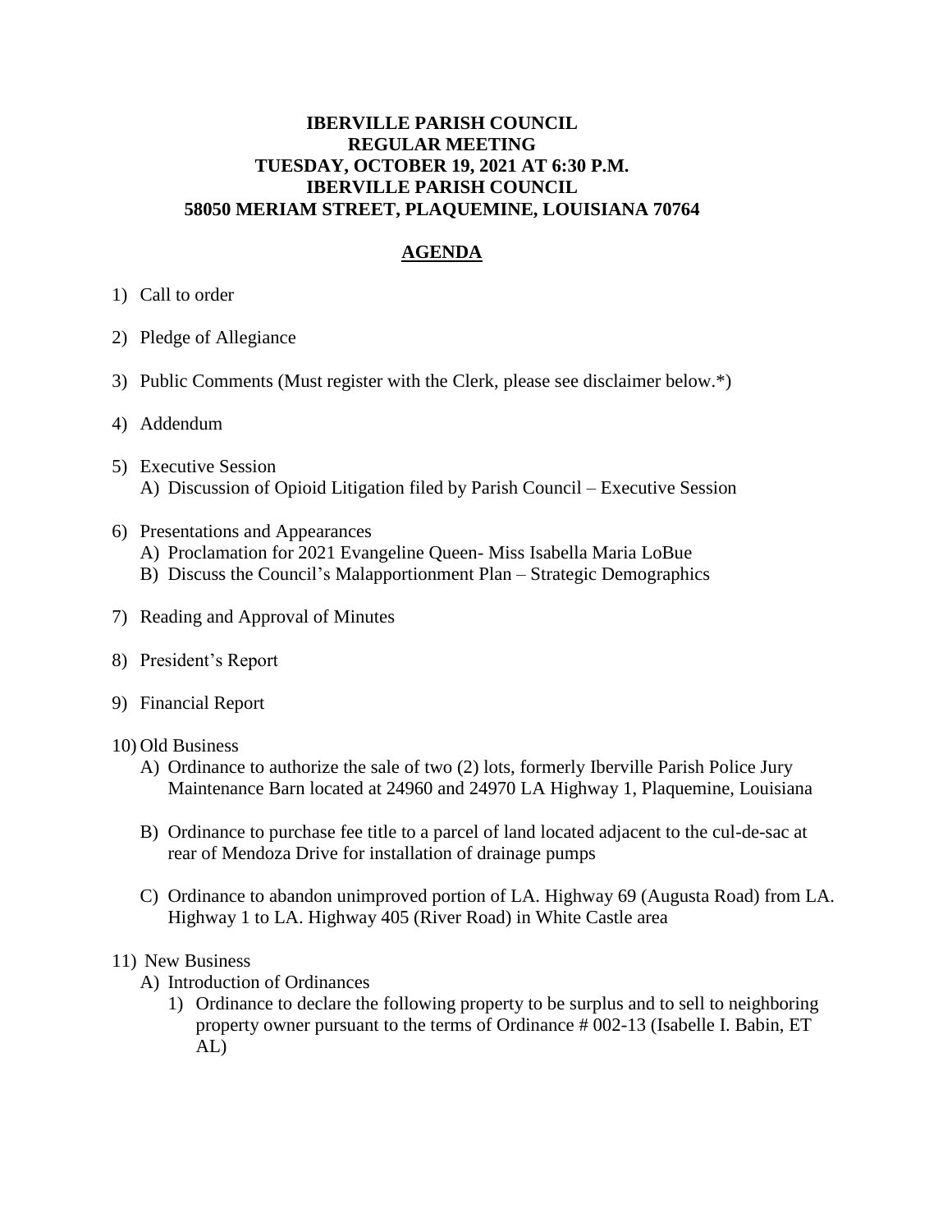**IBERVILLE PARISH COUNCIL**
**REGULAR MEETING**
**TUESDAY, OCTOBER 19, 2021 AT 6:30 P.M.**
**IBERVILLE PARISH COUNCIL**
**58050 MERIAM STREET, PLAQUEMINE, LOUISIANA 70764**

## AGENDA

1) Call to order

2) Pledge of Allegiance

3) Public Comments (Must register with the Clerk, please see disclaimer below.*)

4) Addendum

5) Executive Session
   A) Discussion of Opioid Litigation filed by Parish Council – Executive Session

6) Presentations and Appearances
   A) Proclamation for 2021 Evangeline Queen- Miss Isabella Maria LoBue
   B) Discuss the Council's Malapportionment Plan – Strategic Demographics

7) Reading and Approval of Minutes

8) President's Report

9) Financial Report

10) Old Business
   A) Ordinance to authorize the sale of two (2) lots, formerly Iberville Parish Police Jury Maintenance Barn located at 24960 and 24970 LA Highway 1, Plaquemine, Louisiana

   B) Ordinance to purchase fee title to a parcel of land located adjacent to the cul-de-sac at rear of Mendoza Drive for installation of drainage pumps

   C) Ordinance to abandon unimproved portion of LA. Highway 69 (Augusta Road) from LA. Highway 1 to LA. Highway 405 (River Road) in White Castle area

11) New Business
   A) Introduction of Ordinances
      1) Ordinance to declare the following property to be surplus and to sell to neighboring property owner pursuant to the terms of Ordinance # 002-13 (Isabelle I. Babin, ET AL)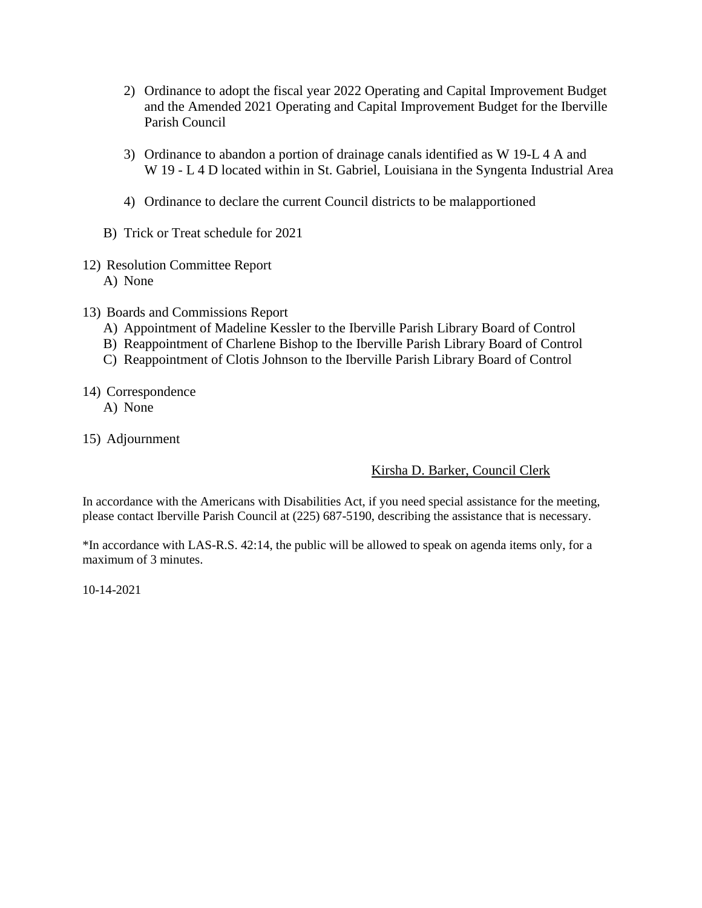2) Ordinance to adopt the fiscal year 2022 Operating and Capital Improvement Budget and the Amended 2021 Operating and Capital Improvement Budget for the Iberville Parish Council

3) Ordinance to abandon a portion of drainage canals identified as W 19-L 4 A and W 19 - L 4 D located within in St. Gabriel, Louisiana in the Syngenta Industrial Area

4) Ordinance to declare the current Council districts to be malapportioned

B) Trick or Treat schedule for 2021

12) Resolution Committee Report
   A) None

13) Boards and Commissions Report
   A) Appointment of Madeline Kessler to the Iberville Parish Library Board of Control
   B) Reappointment of Charlene Bishop to the Iberville Parish Library Board of Control
   C) Reappointment of Clotis Johnson to the Iberville Parish Library Board of Control

14) Correspondence
   A) None

15) Adjournment

Kirsha D. Barker, Council Clerk

In accordance with the Americans with Disabilities Act, if you need special assistance for the meeting, please contact Iberville Parish Council at (225) 687-5190, describing the assistance that is necessary.

*In accordance with LAS-R.S. 42:14, the public will be allowed to speak on agenda items only, for a maximum of 3 minutes.

10-14-2021